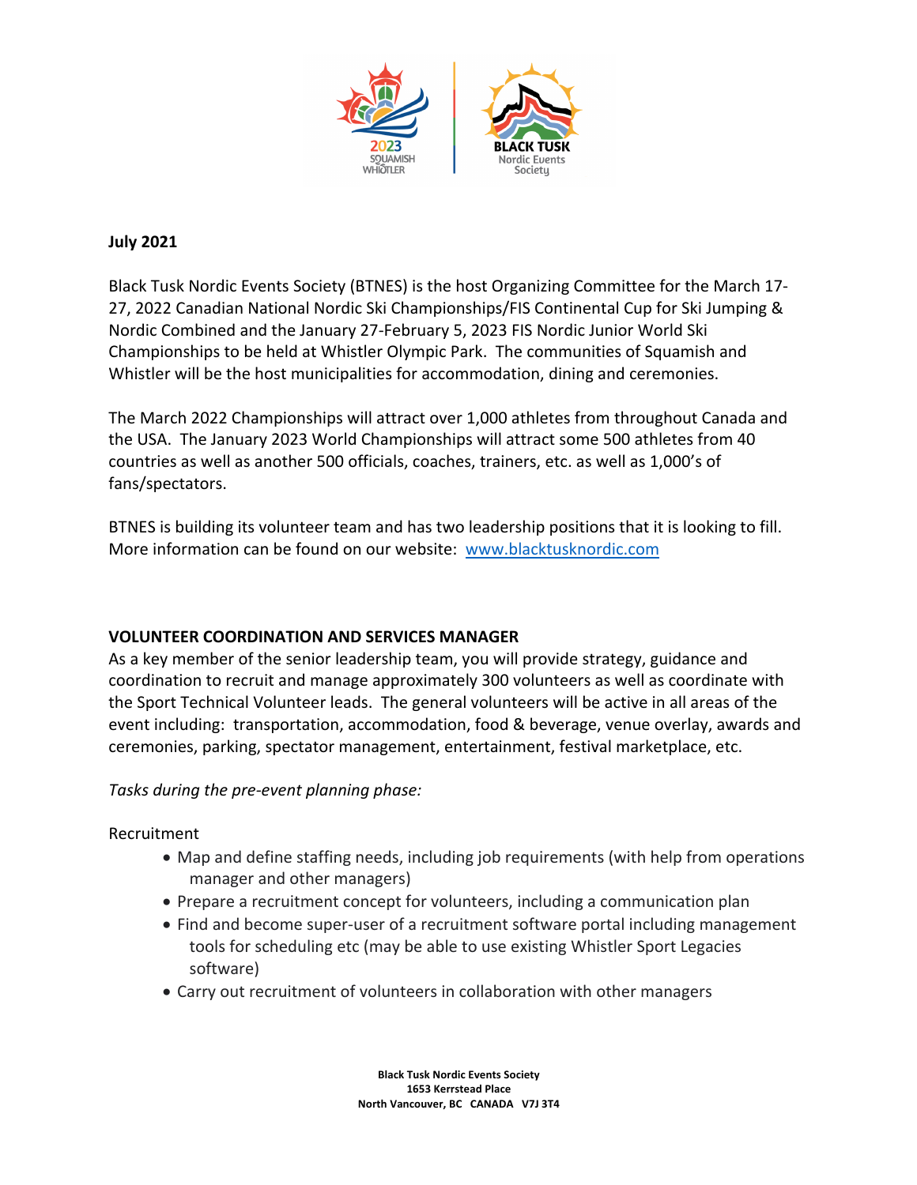**July 2021**

Black Tusk Nordic Events Society (BTNES) is the host Organizing Committee for the March 17-27, 2022 Canadian National Nordic Ski Championships/FIS Continental Cup for Ski Jumping & Nordic Combined and the January 27-February 5, 2023 FIS Nordic Junior World Ski Championships to be held at Whistler Olympic Park. The communities of Squamish and Whistler will be the host municipalities for accommodation, dining and ceremonies.

The March 2022 Championships will attract over 1,000 athletes from throughout Canada and the USA. The January 2023 World Championships will attract some 500 athletes from 40 countries as well as another 500 officials, coaches, trainers, etc. as well as 1,000's of fans/spectators.

BTNES is building its volunteer team and has two leadership positions that it is looking to fill. More information can be found on our website: [www.blacktusknordic.com](http://www.blacktusknordic.com)

**VOLUNTEER COORDINATION AND SERVICES MANAGER**

As a key member of the senior leadership team, you will provide strategy, guidance and coordination to recruit and manage approximately 300 volunteers as well as coordinate with the Sport Technical Volunteer leads. The general volunteers will be active in all areas of the event including: transportation, accommodation, food & beverage, venue overlay, awards and ceremonies, parking, spectator management, entertainment, festival marketplace, etc.

*Tasks during the pre-event planning phase:*

Recruitment

- Map and define staffing needs, including job requirements (with help from operations manager and other managers)
- Prepare a recruitment concept for volunteers, including a communication plan
- Find and become super-user of a recruitment software portal including management tools for scheduling etc (may be able to use existing Whistler Sport Legacies software)
- Carry out recruitment of volunteers in collaboration with other managers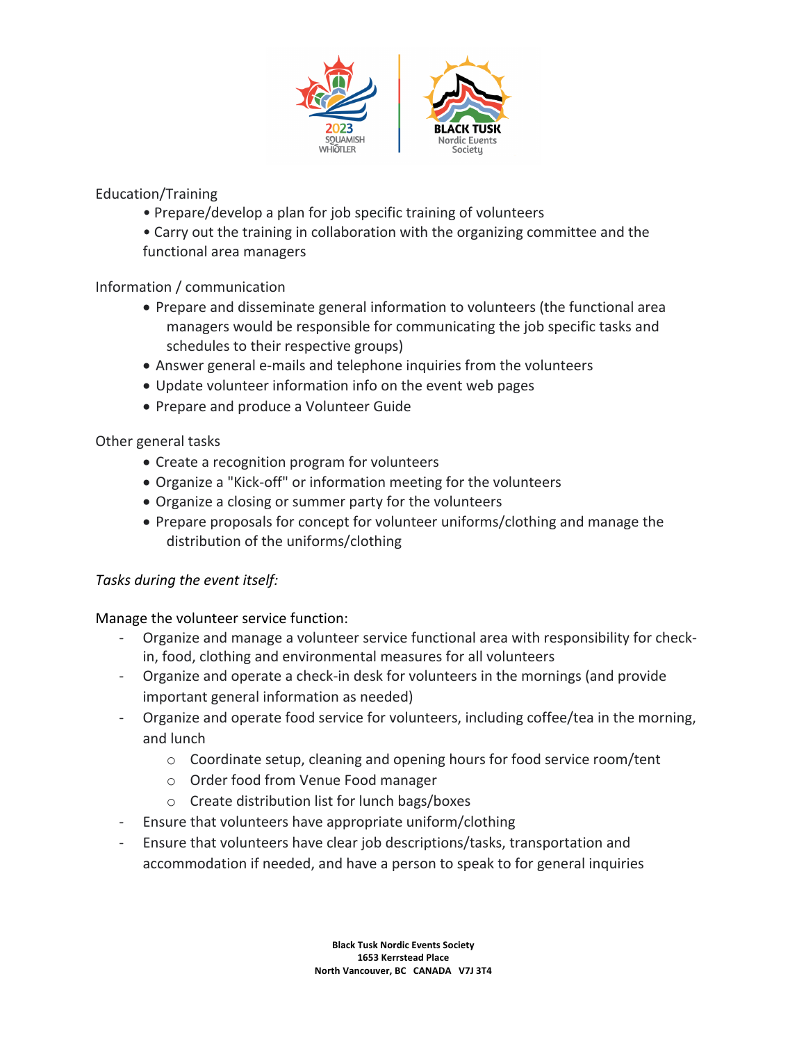Education/Training

- Prepare/develop a plan for job specific training of volunteers
- Carry out the training in collaboration with the organizing committee and the functional area managers

Information / communication

- Prepare and disseminate general information to volunteers (the functional area managers would be responsible for communicating the job specific tasks and schedules to their respective groups)
- Answer general e-mails and telephone inquiries from the volunteers
- Update volunteer information info on the event web pages
- Prepare and produce a Volunteer Guide

Other general tasks

- Create a recognition program for volunteers
- Organize a "Kick-off" or information meeting for the volunteers
- Organize a closing or summer party for the volunteers
- Prepare proposals for concept for volunteer uniforms/clothing and manage the distribution of the uniforms/clothing

*Tasks during the event itself:*

Manage the volunteer service function:

- Organize and manage a volunteer service functional area with responsibility for check-in, food, clothing and environmental measures for all volunteers
- Organize and operate a check-in desk for volunteers in the mornings (and provide important general information as needed)
- Organize and operate food service for volunteers, including coffee/tea in the morning, and lunch
  - Coordinate setup, cleaning and opening hours for food service room/tent
  - Order food from Venue Food manager
  - Create distribution list for lunch bags/boxes
- Ensure that volunteers have appropriate uniform/clothing
- Ensure that volunteers have clear job descriptions/tasks, transportation and accommodation if needed, and have a person to speak to for general inquiries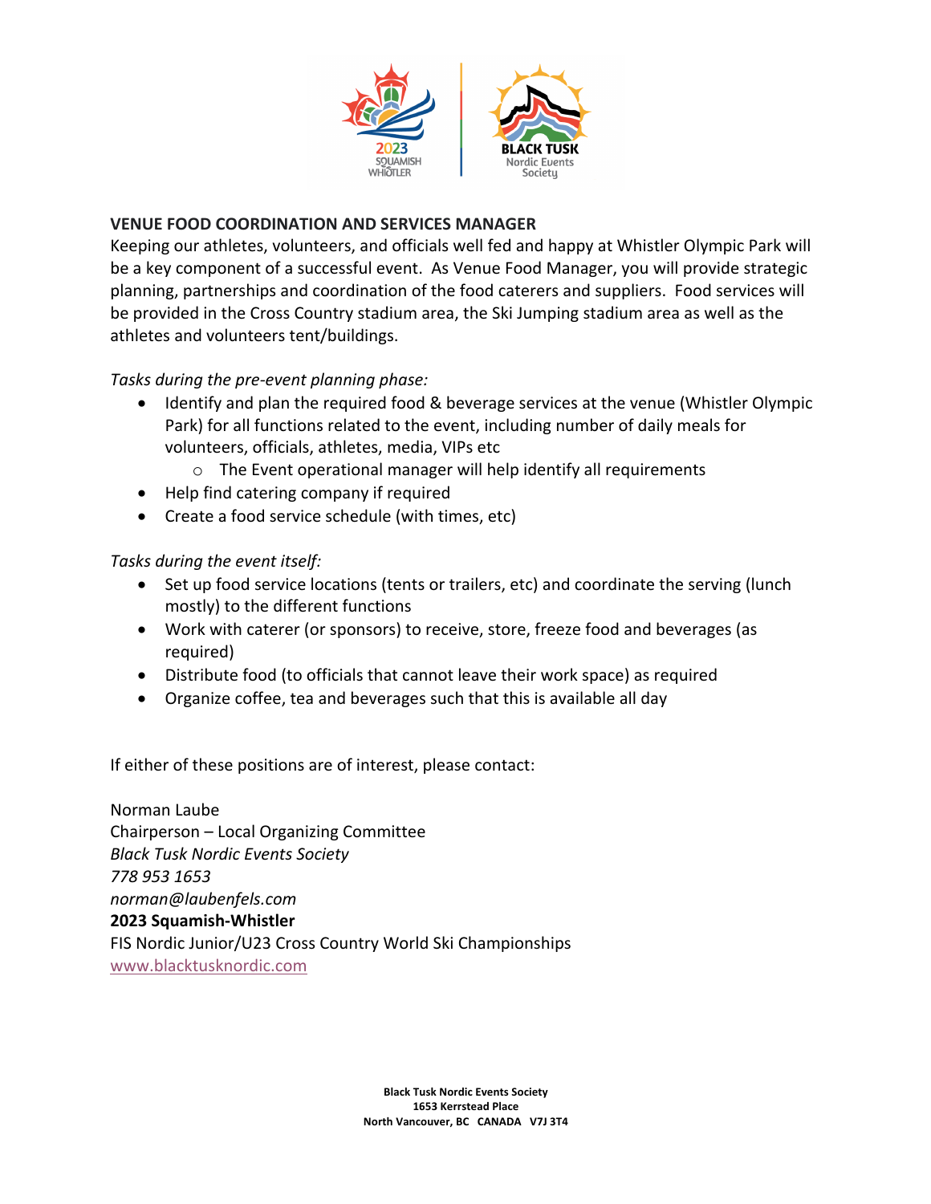**VENUE FOOD COORDINATION AND SERVICES MANAGER**

Keeping our athletes, volunteers, and officials well fed and happy at Whistler Olympic Park will be a key component of a successful event. As Venue Food Manager, you will provide strategic planning, partnerships and coordination of the food caterers and suppliers. Food services will be provided in the Cross Country stadium area, the Ski Jumping stadium area as well as the athletes and volunteers tent/buildings.

*Tasks during the pre-event planning phase:*

- Identify and plan the required food & beverage services at the venue (Whistler Olympic Park) for all functions related to the event, including number of daily meals for volunteers, officials, athletes, media, VIPs etc
    - The Event operational manager will help identify all requirements
- Help find catering company if required
- Create a food service schedule (with times, etc)

*Tasks during the event itself:*

- Set up food service locations (tents or trailers, etc) and coordinate the serving (lunch mostly) to the different functions
- Work with caterer (or sponsors) to receive, store, freeze food and beverages (as required)
- Distribute food (to officials that cannot leave their work space) as required
- Organize coffee, tea and beverages such that this is available all day

If either of these positions are of interest, please contact:

Norman Laube
Chairperson – Local Organizing Committee
*Black Tusk Nordic Events Society*
*778 953 1653*
*norman@laubenfels.com*
**2023 Squamish-Whistler**
FIS Nordic Junior/U23 Cross Country World Ski Championships
www.blacktusknordic.com

**Black Tusk Nordic Events Society**
**1653 Kerrstead Place**
**North Vancouver, BC CANADA V7J 3T4**